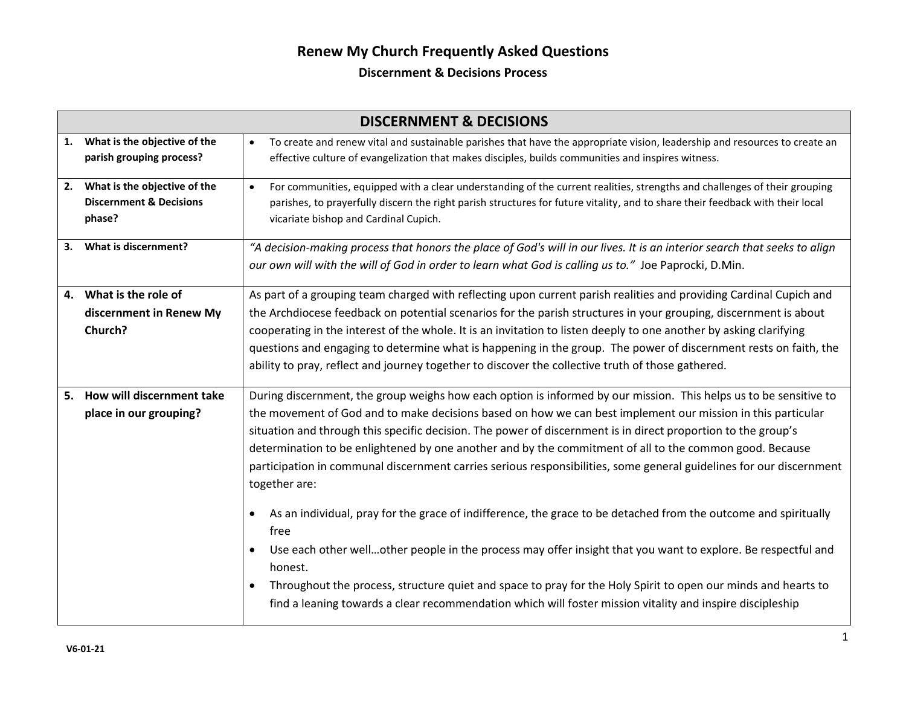# Renew My Church Frequently Asked Questions

## Discernment & Decisions Process

| DISCERNMENT & DECISIONS | |
|---|---|
| **1. What is the objective of the parish grouping process?** | • To create and renew vital and sustainable parishes that have the appropriate vision, leadership and resources to create an effective culture of evangelization that makes disciples, builds communities and inspires witness. |
| **2. What is the objective of the Discernment & Decisions phase?** | • For communities, equipped with a clear understanding of the current realities, strengths and challenges of their grouping parishes, to prayerfully discern the right parish structures for future vitality, and to share their feedback with their local vicariate bishop and Cardinal Cupich. |
| **3. What is discernment?** | *"A decision-making process that honors the place of God's will in our lives. It is an interior search that seeks to align our own will with the will of God in order to learn what God is calling us to."* Joe Paprocki, D.Min. |
| **4. What is the role of discernment in Renew My Church?** | As part of a grouping team charged with reflecting upon current parish realities and providing Cardinal Cupich and the Archdiocese feedback on potential scenarios for the parish structures in your grouping, discernment is about cooperating in the interest of the whole. It is an invitation to listen deeply to one another by asking clarifying questions and engaging to determine what is happening in the group. The power of discernment rests on faith, the ability to pray, reflect and journey together to discover the collective truth of those gathered. |
| **5. How will discernment take place in our grouping?** | During discernment, the group weighs how each option is informed by our mission. This helps us to be sensitive to the movement of God and to make decisions based on how we can best implement our mission in this particular situation and through this specific decision. The power of discernment is in direct proportion to the group's determination to be enlightened by one another and by the commitment of all to the common good. Because participation in communal discernment carries serious responsibilities, some general guidelines for our discernment together are:<br><br>• As an individual, pray for the grace of indifference, the grace to be detached from the outcome and spiritually free<br>• Use each other well…other people in the process may offer insight that you want to explore. Be respectful and honest.<br>• Throughout the process, structure quiet and space to pray for the Holy Spirit to open our minds and hearts to find a leaning towards a clear recommendation which will foster mission vitality and inspire discipleship |

V6-01-21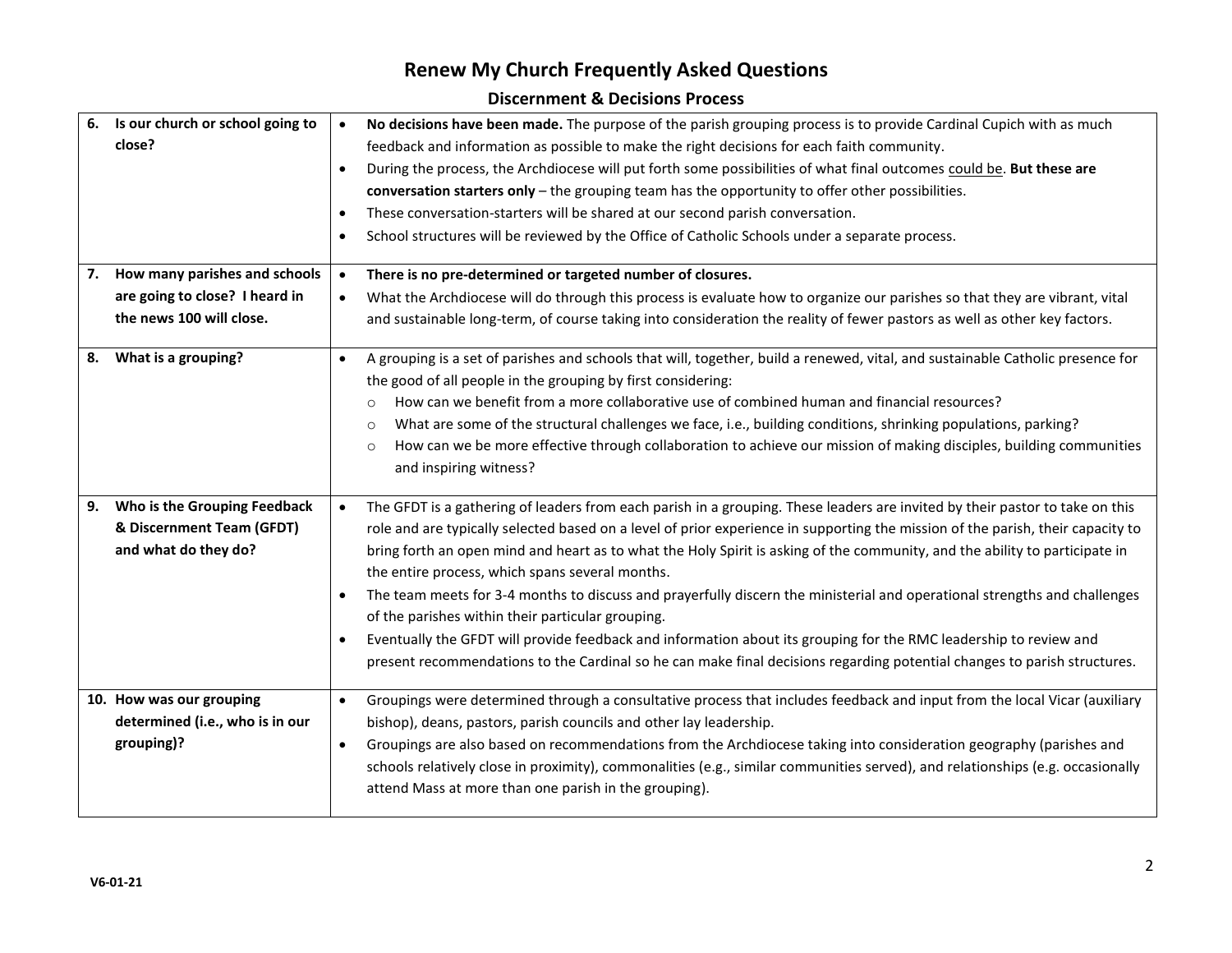# Renew My Church Frequently Asked Questions

## Discernment & Decisions Process

| | |
|---|---|
| **6. Is our church or school going to close?** | • **No decisions have been made.** The purpose of the parish grouping process is to provide Cardinal Cupich with as much feedback and information as possible to make the right decisions for each faith community.<br>• During the process, the Archdiocese will put forth some possibilities of what final outcomes <u>could be</u>. **But these are conversation starters only** – the grouping team has the opportunity to offer other possibilities.<br>• These conversation-starters will be shared at our second parish conversation.<br>• School structures will be reviewed by the Office of Catholic Schools under a separate process. |
| **7. How many parishes and schools are going to close? I heard in the news 100 will close.** | • **There is no pre-determined or targeted number of closures.**<br>• What the Archdiocese will do through this process is evaluate how to organize our parishes so that they are vibrant, vital and sustainable long-term, of course taking into consideration the reality of fewer pastors as well as other key factors. |
| **8. What is a grouping?** | • A grouping is a set of parishes and schools that will, together, build a renewed, vital, and sustainable Catholic presence for the good of all people in the grouping by first considering:<br>  ○ How can we benefit from a more collaborative use of combined human and financial resources?<br>  ○ What are some of the structural challenges we face, i.e., building conditions, shrinking populations, parking?<br>  ○ How can we be more effective through collaboration to achieve our mission of making disciples, building communities and inspiring witness? |
| **9. Who is the Grouping Feedback & Discernment Team (GFDT) and what do they do?** | • The GFDT is a gathering of leaders from each parish in a grouping. These leaders are invited by their pastor to take on this role and are typically selected based on a level of prior experience in supporting the mission of the parish, their capacity to bring forth an open mind and heart as to what the Holy Spirit is asking of the community, and the ability to participate in the entire process, which spans several months.<br>• The team meets for 3-4 months to discuss and prayerfully discern the ministerial and operational strengths and challenges of the parishes within their particular grouping.<br>• Eventually the GFDT will provide feedback and information about its grouping for the RMC leadership to review and present recommendations to the Cardinal so he can make final decisions regarding potential changes to parish structures. |
| **10. How was our grouping determined (i.e., who is in our grouping)?** | • Groupings were determined through a consultative process that includes feedback and input from the local Vicar (auxiliary bishop), deans, pastors, parish councils and other lay leadership.<br>• Groupings are also based on recommendations from the Archdiocese taking into consideration geography (parishes and schools relatively close in proximity), commonalities (e.g., similar communities served), and relationships (e.g. occasionally attend Mass at more than one parish in the grouping). |

V6-01-21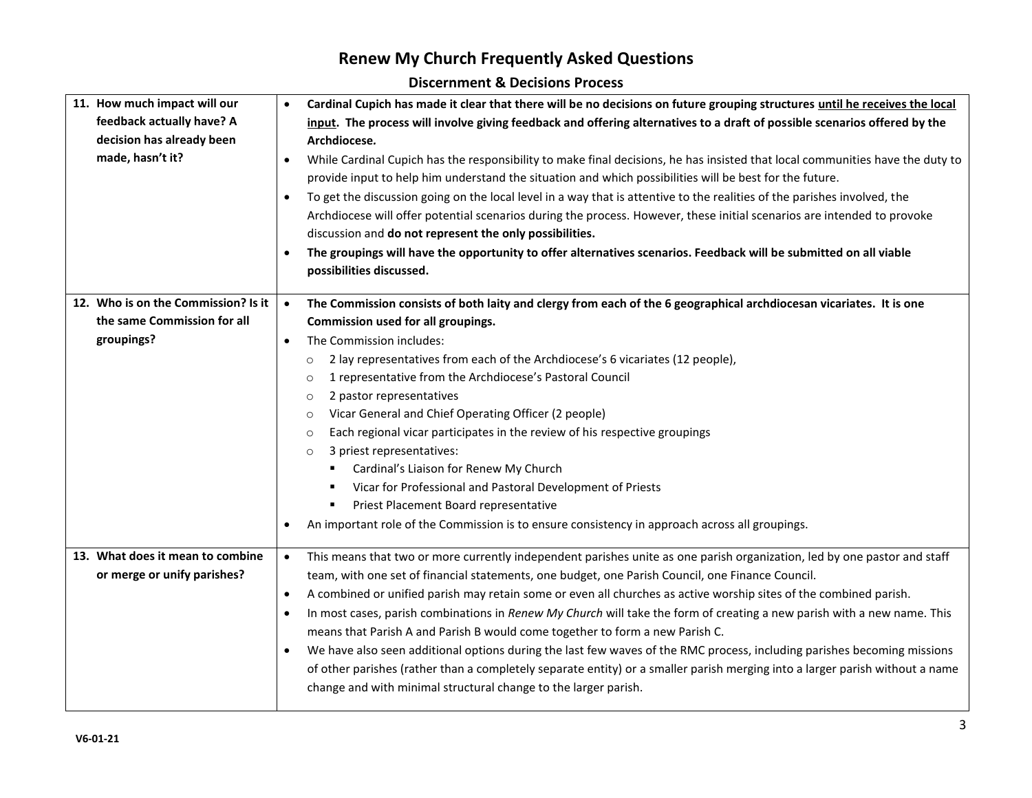# Renew My Church Frequently Asked Questions

## Discernment & Decisions Process

| Question | Answer |
| --- | --- |
| **11. How much impact will our feedback actually have? A decision has already been made, hasn't it?** | • **Cardinal Cupich has made it clear that there will be no decisions on future grouping structures <u>until he receives the local input</u>. The process will involve giving feedback and offering alternatives to a draft of possible scenarios offered by the Archdiocese.**<br>• While Cardinal Cupich has the responsibility to make final decisions, he has insisted that local communities have the duty to provide input to help him understand the situation and which possibilities will be best for the future.<br>• To get the discussion going on the local level in a way that is attentive to the realities of the parishes involved, the Archdiocese will offer potential scenarios during the process. However, these initial scenarios are intended to provoke discussion and **do not represent the only possibilities.**<br>• **The groupings will have the opportunity to offer alternatives scenarios. Feedback will be submitted on all viable possibilities discussed.** |
| **12. Who is on the Commission? Is it the same Commission for all groupings?** | • **The Commission consists of both laity and clergy from each of the 6 geographical archdiocesan vicariates. It is one Commission used for all groupings.**<br>• The Commission includes:<br>  ○ 2 lay representatives from each of the Archdiocese's 6 vicariates (12 people),<br>  ○ 1 representative from the Archdiocese's Pastoral Council<br>  ○ 2 pastor representatives<br>  ○ Vicar General and Chief Operating Officer (2 people)<br>  ○ Each regional vicar participates in the review of his respective groupings<br>  ○ 3 priest representatives:<br>    ▪ Cardinal's Liaison for Renew My Church<br>    ▪ Vicar for Professional and Pastoral Development of Priests<br>    ▪ Priest Placement Board representative<br>• An important role of the Commission is to ensure consistency in approach across all groupings. |
| **13. What does it mean to combine or merge or unify parishes?** | • This means that two or more currently independent parishes unite as one parish organization, led by one pastor and staff team, with one set of financial statements, one budget, one Parish Council, one Finance Council.<br>• A combined or unified parish may retain some or even all churches as active worship sites of the combined parish.<br>• In most cases, parish combinations in *Renew My Church* will take the form of creating a new parish with a new name. This means that Parish A and Parish B would come together to form a new Parish C.<br>• We have also seen additional options during the last few waves of the RMC process, including parishes becoming missions of other parishes (rather than a completely separate entity) or a smaller parish merging into a larger parish without a name change and with minimal structural change to the larger parish. |

V6-01-21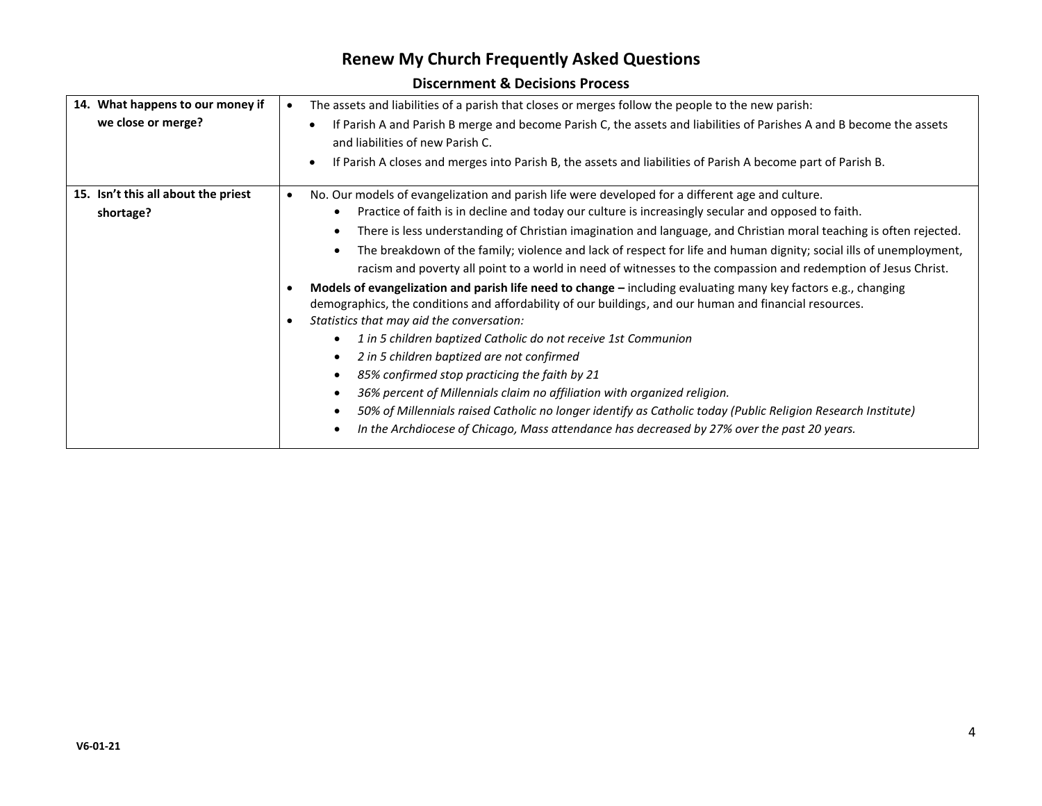# Renew My Church Frequently Asked Questions

## Discernment & Decisions Process

| | |
|---|---|
| **14. What happens to our money if we close or merge?** | • The assets and liabilities of a parish that closes or merges follow the people to the new parish:<br>  • If Parish A and Parish B merge and become Parish C, the assets and liabilities of Parishes A and B become the assets and liabilities of new Parish C.<br>  • If Parish A closes and merges into Parish B, the assets and liabilities of Parish A become part of Parish B. |
| **15. Isn't this all about the priest shortage?** | • No. Our models of evangelization and parish life were developed for a different age and culture.<br>  • Practice of faith is in decline and today our culture is increasingly secular and opposed to faith.<br>  • There is less understanding of Christian imagination and language, and Christian moral teaching is often rejected.<br>  • The breakdown of the family; violence and lack of respect for life and human dignity; social ills of unemployment, racism and poverty all point to a world in need of witnesses to the compassion and redemption of Jesus Christ.<br>• **Models of evangelization and parish life need to change –** including evaluating many key factors e.g., changing demographics, the conditions and affordability of our buildings, and our human and financial resources.<br>• *Statistics that may aid the conversation:*<br>  • *1 in 5 children baptized Catholic do not receive 1st Communion*<br>  • *2 in 5 children baptized are not confirmed*<br>  • *85% confirmed stop practicing the faith by 21*<br>  • *36% percent of Millennials claim no affiliation with organized religion.*<br>  • *50% of Millennials raised Catholic no longer identify as Catholic today (Public Religion Research Institute)*<br>  • *In the Archdiocese of Chicago, Mass attendance has decreased by 27% over the past 20 years.* |

V6-01-21